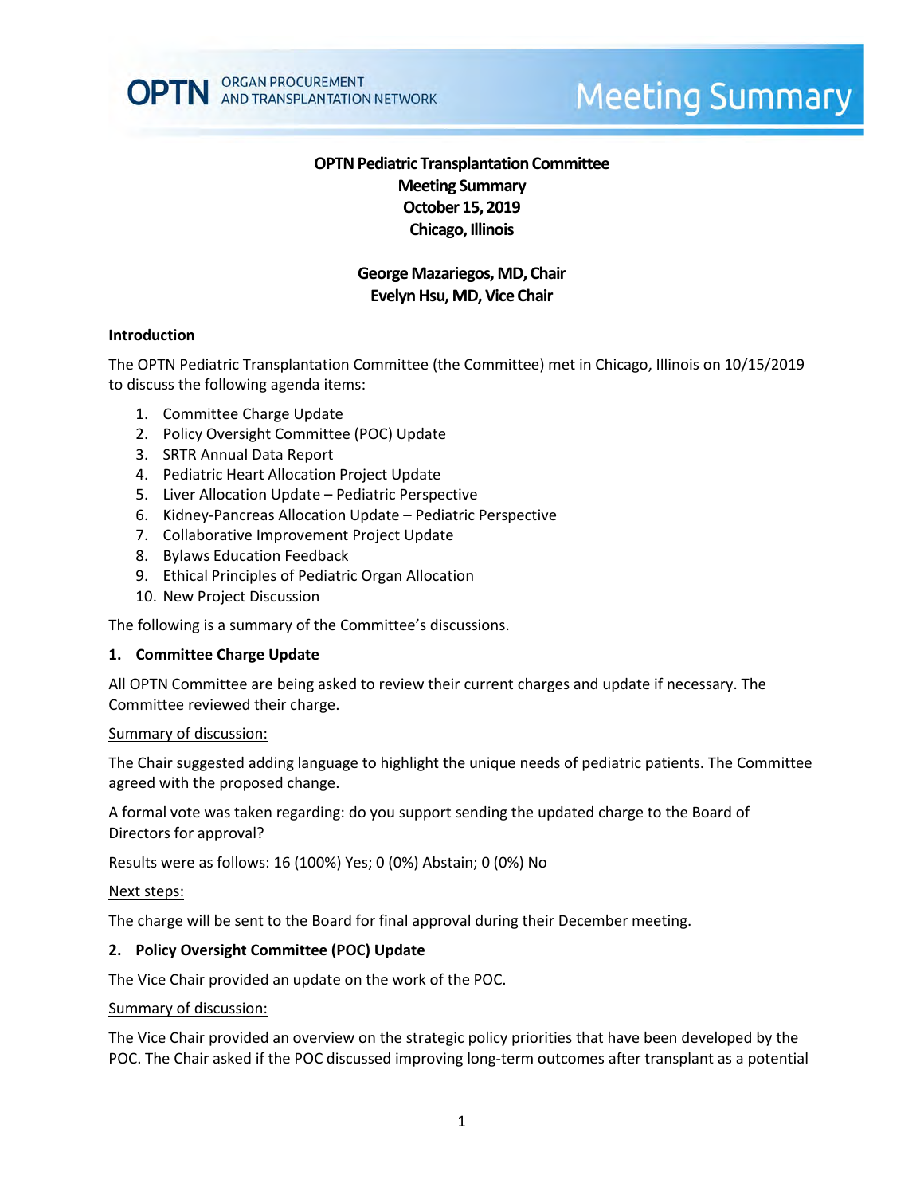OPTN ORGAN PROCUREMENT AND TRANSPLANTATION NETWORK

# Meeting Summary

**OPTN Pediatric Transplantation Committee**
**Meeting Summary**
**October 15, 2019**
**Chicago, Illinois**

**George Mazariegos, MD, Chair**
**Evelyn Hsu, MD, Vice Chair**

## Introduction

The OPTN Pediatric Transplantation Committee (the Committee) met in Chicago, Illinois on 10/15/2019 to discuss the following agenda items:

1. Committee Charge Update
2. Policy Oversight Committee (POC) Update
3. SRTR Annual Data Report
4. Pediatric Heart Allocation Project Update
5. Liver Allocation Update – Pediatric Perspective
6. Kidney-Pancreas Allocation Update – Pediatric Perspective
7. Collaborative Improvement Project Update
8. Bylaws Education Feedback
9. Ethical Principles of Pediatric Organ Allocation
10. New Project Discussion

The following is a summary of the Committee's discussions.

## 1. Committee Charge Update

All OPTN Committee are being asked to review their current charges and update if necessary. The Committee reviewed their charge.

Summary of discussion:

The Chair suggested adding language to highlight the unique needs of pediatric patients. The Committee agreed with the proposed change.

A formal vote was taken regarding: do you support sending the updated charge to the Board of Directors for approval?

Results were as follows: 16 (100%) Yes; 0 (0%) Abstain; 0 (0%) No

Next steps:

The charge will be sent to the Board for final approval during their December meeting.

## 2. Policy Oversight Committee (POC) Update

The Vice Chair provided an update on the work of the POC.

Summary of discussion:

The Vice Chair provided an overview on the strategic policy priorities that have been developed by the POC. The Chair asked if the POC discussed improving long-term outcomes after transplant as a potential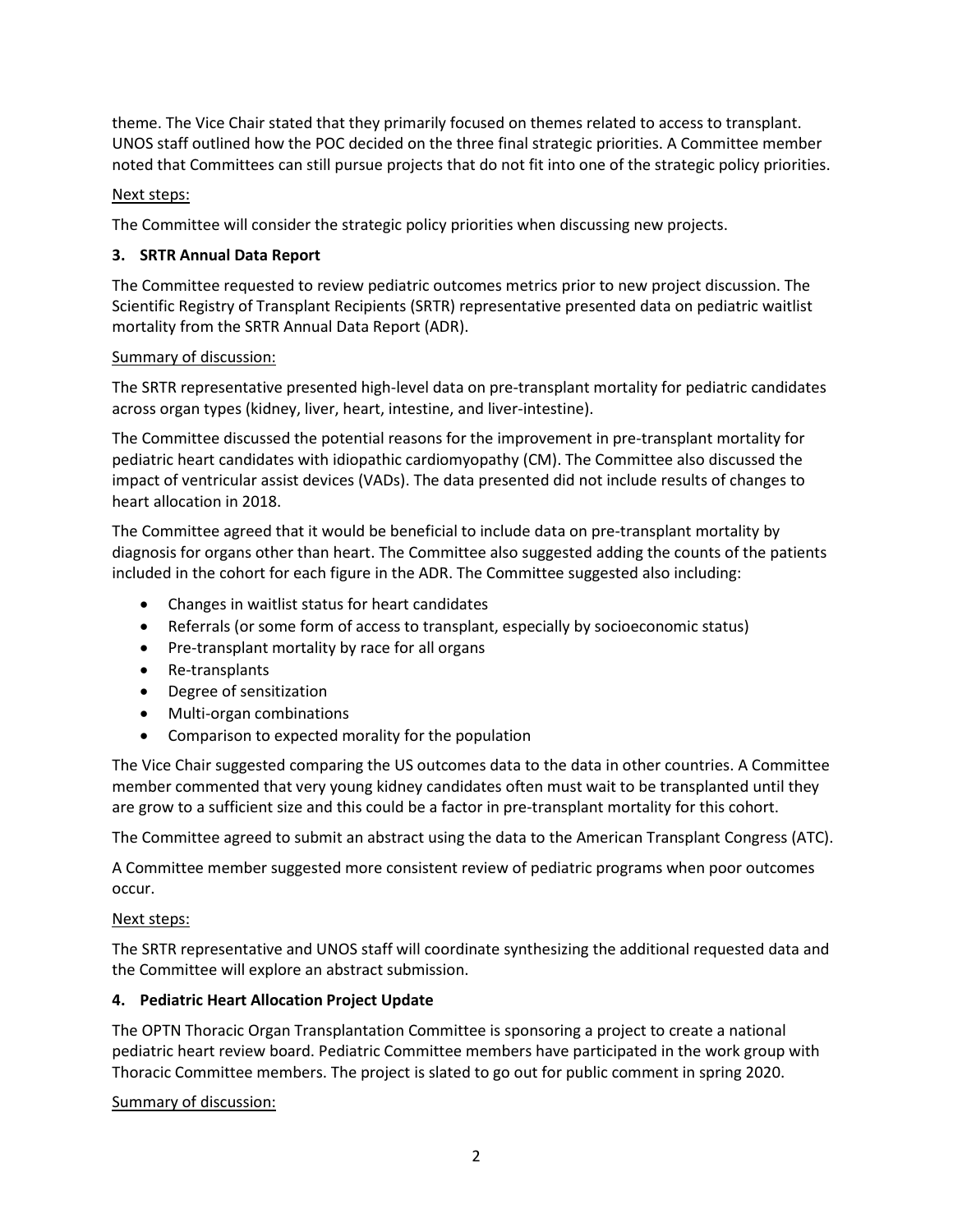theme. The Vice Chair stated that they primarily focused on themes related to access to transplant. UNOS staff outlined how the POC decided on the three final strategic priorities. A Committee member noted that Committees can still pursue projects that do not fit into one of the strategic policy priorities.

Next steps:

The Committee will consider the strategic policy priorities when discussing new projects.

**3. SRTR Annual Data Report**

The Committee requested to review pediatric outcomes metrics prior to new project discussion. The Scientific Registry of Transplant Recipients (SRTR) representative presented data on pediatric waitlist mortality from the SRTR Annual Data Report (ADR).

Summary of discussion:

The SRTR representative presented high-level data on pre-transplant mortality for pediatric candidates across organ types (kidney, liver, heart, intestine, and liver-intestine).

The Committee discussed the potential reasons for the improvement in pre-transplant mortality for pediatric heart candidates with idiopathic cardiomyopathy (CM). The Committee also discussed the impact of ventricular assist devices (VADs). The data presented did not include results of changes to heart allocation in 2018.

The Committee agreed that it would be beneficial to include data on pre-transplant mortality by diagnosis for organs other than heart. The Committee also suggested adding the counts of the patients included in the cohort for each figure in the ADR. The Committee suggested also including:

- Changes in waitlist status for heart candidates
- Referrals (or some form of access to transplant, especially by socioeconomic status)
- Pre-transplant mortality by race for all organs
- Re-transplants
- Degree of sensitization
- Multi-organ combinations
- Comparison to expected morality for the population

The Vice Chair suggested comparing the US outcomes data to the data in other countries. A Committee member commented that very young kidney candidates often must wait to be transplanted until they are grow to a sufficient size and this could be a factor in pre-transplant mortality for this cohort.

The Committee agreed to submit an abstract using the data to the American Transplant Congress (ATC).

A Committee member suggested more consistent review of pediatric programs when poor outcomes occur.

Next steps:

The SRTR representative and UNOS staff will coordinate synthesizing the additional requested data and the Committee will explore an abstract submission.

**4. Pediatric Heart Allocation Project Update**

The OPTN Thoracic Organ Transplantation Committee is sponsoring a project to create a national pediatric heart review board. Pediatric Committee members have participated in the work group with Thoracic Committee members. The project is slated to go out for public comment in spring 2020.

Summary of discussion: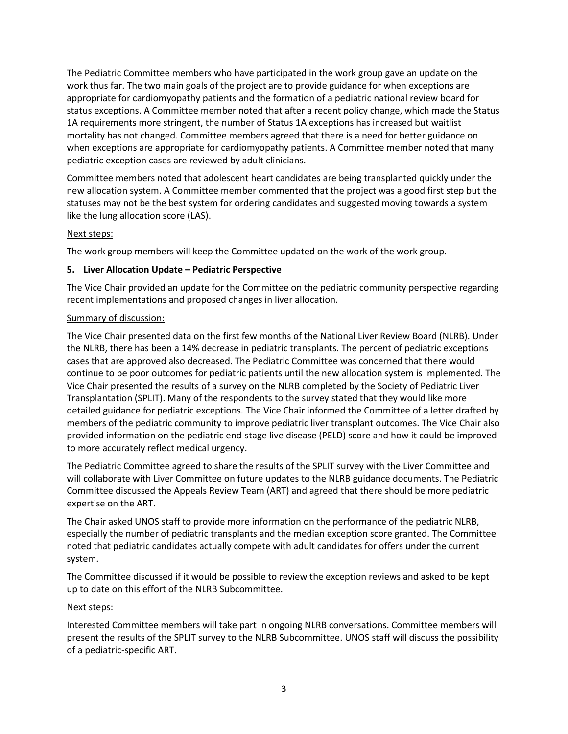The Pediatric Committee members who have participated in the work group gave an update on the work thus far. The two main goals of the project are to provide guidance for when exceptions are appropriate for cardiomyopathy patients and the formation of a pediatric national review board for status exceptions. A Committee member noted that after a recent policy change, which made the Status 1A requirements more stringent, the number of Status 1A exceptions has increased but waitlist mortality has not changed. Committee members agreed that there is a need for better guidance on when exceptions are appropriate for cardiomyopathy patients. A Committee member noted that many pediatric exception cases are reviewed by adult clinicians.

Committee members noted that adolescent heart candidates are being transplanted quickly under the new allocation system. A Committee member commented that the project was a good first step but the statuses may not be the best system for ordering candidates and suggested moving towards a system like the lung allocation score (LAS).

Next steps:

The work group members will keep the Committee updated on the work of the work group.

**5. Liver Allocation Update – Pediatric Perspective**

The Vice Chair provided an update for the Committee on the pediatric community perspective regarding recent implementations and proposed changes in liver allocation.

Summary of discussion:

The Vice Chair presented data on the first few months of the National Liver Review Board (NLRB). Under the NLRB, there has been a 14% decrease in pediatric transplants. The percent of pediatric exceptions cases that are approved also decreased. The Pediatric Committee was concerned that there would continue to be poor outcomes for pediatric patients until the new allocation system is implemented. The Vice Chair presented the results of a survey on the NLRB completed by the Society of Pediatric Liver Transplantation (SPLIT). Many of the respondents to the survey stated that they would like more detailed guidance for pediatric exceptions. The Vice Chair informed the Committee of a letter drafted by members of the pediatric community to improve pediatric liver transplant outcomes. The Vice Chair also provided information on the pediatric end-stage live disease (PELD) score and how it could be improved to more accurately reflect medical urgency.

The Pediatric Committee agreed to share the results of the SPLIT survey with the Liver Committee and will collaborate with Liver Committee on future updates to the NLRB guidance documents. The Pediatric Committee discussed the Appeals Review Team (ART) and agreed that there should be more pediatric expertise on the ART.

The Chair asked UNOS staff to provide more information on the performance of the pediatric NLRB, especially the number of pediatric transplants and the median exception score granted. The Committee noted that pediatric candidates actually compete with adult candidates for offers under the current system.

The Committee discussed if it would be possible to review the exception reviews and asked to be kept up to date on this effort of the NLRB Subcommittee.

Next steps:

Interested Committee members will take part in ongoing NLRB conversations. Committee members will present the results of the SPLIT survey to the NLRB Subcommittee. UNOS staff will discuss the possibility of a pediatric-specific ART.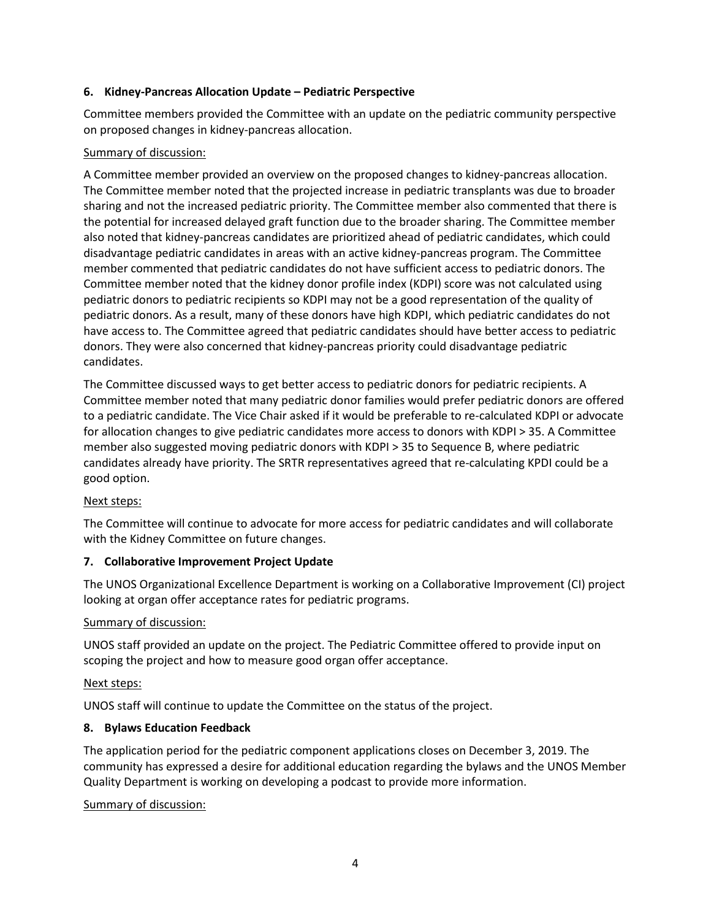**6. Kidney-Pancreas Allocation Update – Pediatric Perspective**

Committee members provided the Committee with an update on the pediatric community perspective on proposed changes in kidney-pancreas allocation.

Summary of discussion:

A Committee member provided an overview on the proposed changes to kidney-pancreas allocation. The Committee member noted that the projected increase in pediatric transplants was due to broader sharing and not the increased pediatric priority. The Committee member also commented that there is the potential for increased delayed graft function due to the broader sharing. The Committee member also noted that kidney-pancreas candidates are prioritized ahead of pediatric candidates, which could disadvantage pediatric candidates in areas with an active kidney-pancreas program. The Committee member commented that pediatric candidates do not have sufficient access to pediatric donors. The Committee member noted that the kidney donor profile index (KDPI) score was not calculated using pediatric donors to pediatric recipients so KDPI may not be a good representation of the quality of pediatric donors. As a result, many of these donors have high KDPI, which pediatric candidates do not have access to. The Committee agreed that pediatric candidates should have better access to pediatric donors. They were also concerned that kidney-pancreas priority could disadvantage pediatric candidates.

The Committee discussed ways to get better access to pediatric donors for pediatric recipients. A Committee member noted that many pediatric donor families would prefer pediatric donors are offered to a pediatric candidate. The Vice Chair asked if it would be preferable to re-calculated KDPI or advocate for allocation changes to give pediatric candidates more access to donors with KDPI > 35. A Committee member also suggested moving pediatric donors with KDPI > 35 to Sequence B, where pediatric candidates already have priority. The SRTR representatives agreed that re-calculating KPDI could be a good option.

Next steps:

The Committee will continue to advocate for more access for pediatric candidates and will collaborate with the Kidney Committee on future changes.

**7. Collaborative Improvement Project Update**

The UNOS Organizational Excellence Department is working on a Collaborative Improvement (CI) project looking at organ offer acceptance rates for pediatric programs.

Summary of discussion:

UNOS staff provided an update on the project. The Pediatric Committee offered to provide input on scoping the project and how to measure good organ offer acceptance.

Next steps:

UNOS staff will continue to update the Committee on the status of the project.

**8. Bylaws Education Feedback**

The application period for the pediatric component applications closes on December 3, 2019. The community has expressed a desire for additional education regarding the bylaws and the UNOS Member Quality Department is working on developing a podcast to provide more information.

Summary of discussion: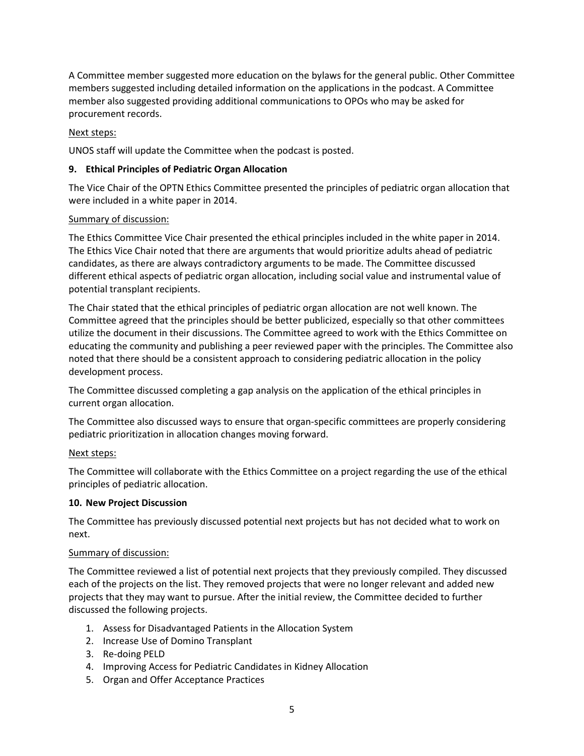A Committee member suggested more education on the bylaws for the general public. Other Committee members suggested including detailed information on the applications in the podcast. A Committee member also suggested providing additional communications to OPOs who may be asked for procurement records.

Next steps:

UNOS staff will update the Committee when the podcast is posted.

**9. Ethical Principles of Pediatric Organ Allocation**

The Vice Chair of the OPTN Ethics Committee presented the principles of pediatric organ allocation that were included in a white paper in 2014.

Summary of discussion:

The Ethics Committee Vice Chair presented the ethical principles included in the white paper in 2014. The Ethics Vice Chair noted that there are arguments that would prioritize adults ahead of pediatric candidates, as there are always contradictory arguments to be made. The Committee discussed different ethical aspects of pediatric organ allocation, including social value and instrumental value of potential transplant recipients.

The Chair stated that the ethical principles of pediatric organ allocation are not well known. The Committee agreed that the principles should be better publicized, especially so that other committees utilize the document in their discussions. The Committee agreed to work with the Ethics Committee on educating the community and publishing a peer reviewed paper with the principles. The Committee also noted that there should be a consistent approach to considering pediatric allocation in the policy development process.

The Committee discussed completing a gap analysis on the application of the ethical principles in current organ allocation.

The Committee also discussed ways to ensure that organ-specific committees are properly considering pediatric prioritization in allocation changes moving forward.

Next steps:

The Committee will collaborate with the Ethics Committee on a project regarding the use of the ethical principles of pediatric allocation.

**10. New Project Discussion**

The Committee has previously discussed potential next projects but has not decided what to work on next.

Summary of discussion:

The Committee reviewed a list of potential next projects that they previously compiled. They discussed each of the projects on the list. They removed projects that were no longer relevant and added new projects that they may want to pursue. After the initial review, the Committee decided to further discussed the following projects.

1. Assess for Disadvantaged Patients in the Allocation System
2. Increase Use of Domino Transplant
3. Re-doing PELD
4. Improving Access for Pediatric Candidates in Kidney Allocation
5. Organ and Offer Acceptance Practices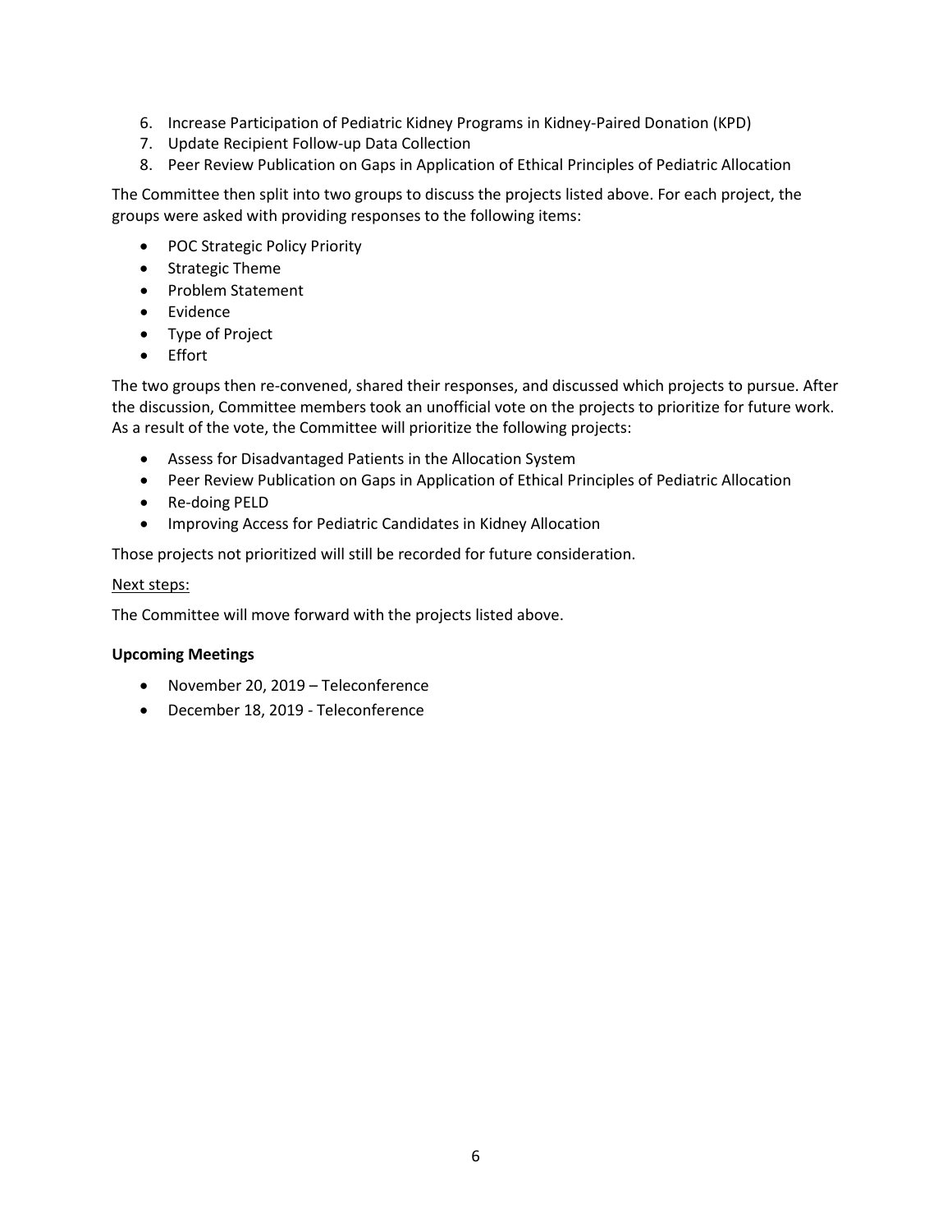6. Increase Participation of Pediatric Kidney Programs in Kidney-Paired Donation (KPD)
7. Update Recipient Follow-up Data Collection
8. Peer Review Publication on Gaps in Application of Ethical Principles of Pediatric Allocation

The Committee then split into two groups to discuss the projects listed above. For each project, the groups were asked with providing responses to the following items:

- POC Strategic Policy Priority
- Strategic Theme
- Problem Statement
- Evidence
- Type of Project
- Effort

The two groups then re-convened, shared their responses, and discussed which projects to pursue. After the discussion, Committee members took an unofficial vote on the projects to prioritize for future work. As a result of the vote, the Committee will prioritize the following projects:

- Assess for Disadvantaged Patients in the Allocation System
- Peer Review Publication on Gaps in Application of Ethical Principles of Pediatric Allocation
- Re-doing PELD
- Improving Access for Pediatric Candidates in Kidney Allocation

Those projects not prioritized will still be recorded for future consideration.

<u>Next steps:</u>

The Committee will move forward with the projects listed above.

**Upcoming Meetings**

- November 20, 2019 – Teleconference
- December 18, 2019 - Teleconference